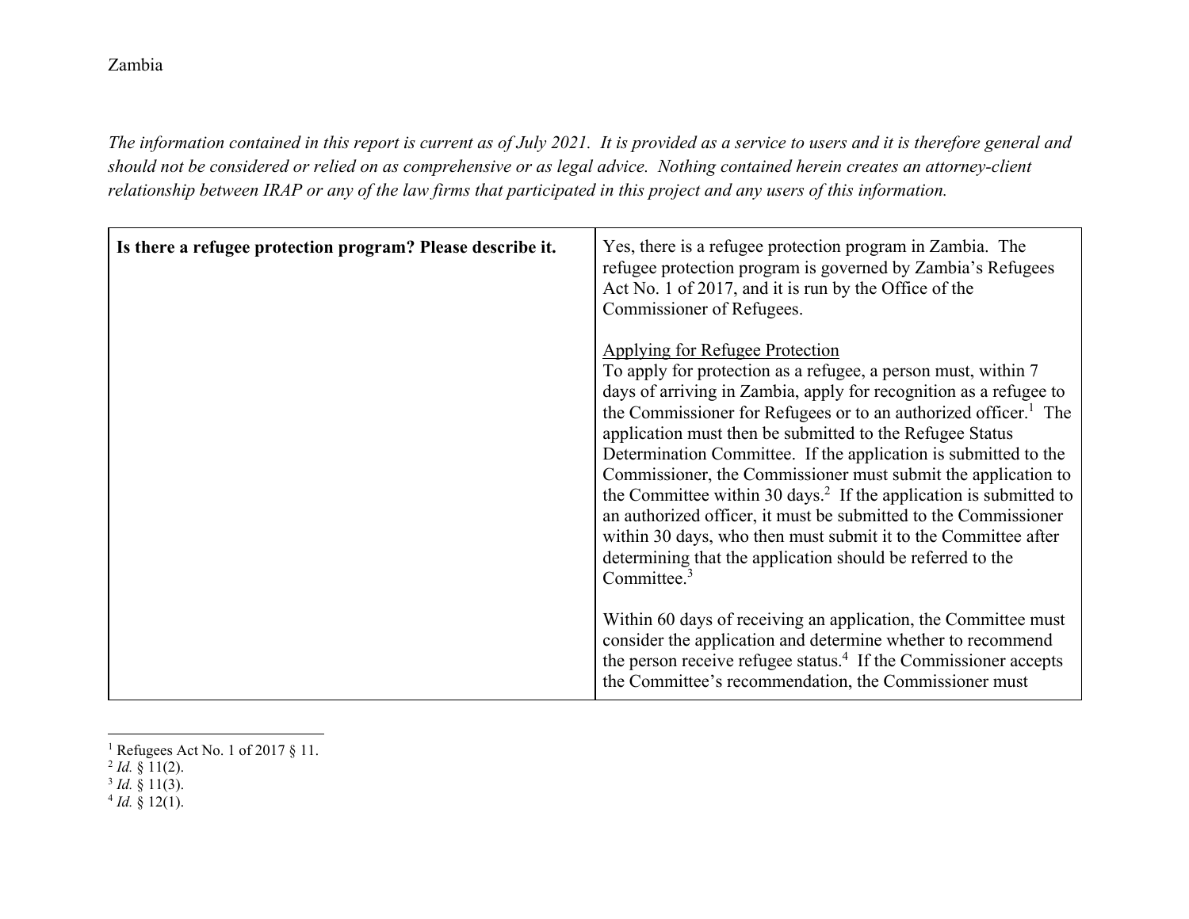Zambia

*The information contained in this report is current as of July 2021. It is provided as a service to users and it is therefore general and should not be considered or relied on as comprehensive or as legal advice. Nothing contained herein creates an attorney-client relationship between IRAP or any of the law firms that participated in this project and any users of this information.*

| **Is there a refugee protection program? Please describe it.** | Yes, there is a refugee protection program in Zambia. The refugee protection program is governed by Zambia's Refugees Act No. 1 of 2017, and it is run by the Office of the Commissioner of Refugees.<br><br><u>Applying for Refugee Protection</u><br>To apply for protection as a refugee, a person must, within 7 days of arriving in Zambia, apply for recognition as a refugee to the Commissioner for Refugees or to an authorized officer.[1] The application must then be submitted to the Refugee Status Determination Committee. If the application is submitted to the Commissioner, the Commissioner must submit the application to the Committee within 30 days.[2] If the application is submitted to an authorized officer, it must be submitted to the Commissioner within 30 days, who then must submit it to the Committee after determining that the application should be referred to the Committee.[3]<br><br>Within 60 days of receiving an application, the Committee must consider the application and determine whether to recommend the person receive refugee status.[4] If the Commissioner accepts the Committee's recommendation, the Commissioner must |
|---|---|

[1] Refugees Act No. 1 of 2017 § 11.
[2] *Id.* § 11(2).
[3] *Id.* § 11(3).
[4] *Id.* § 12(1).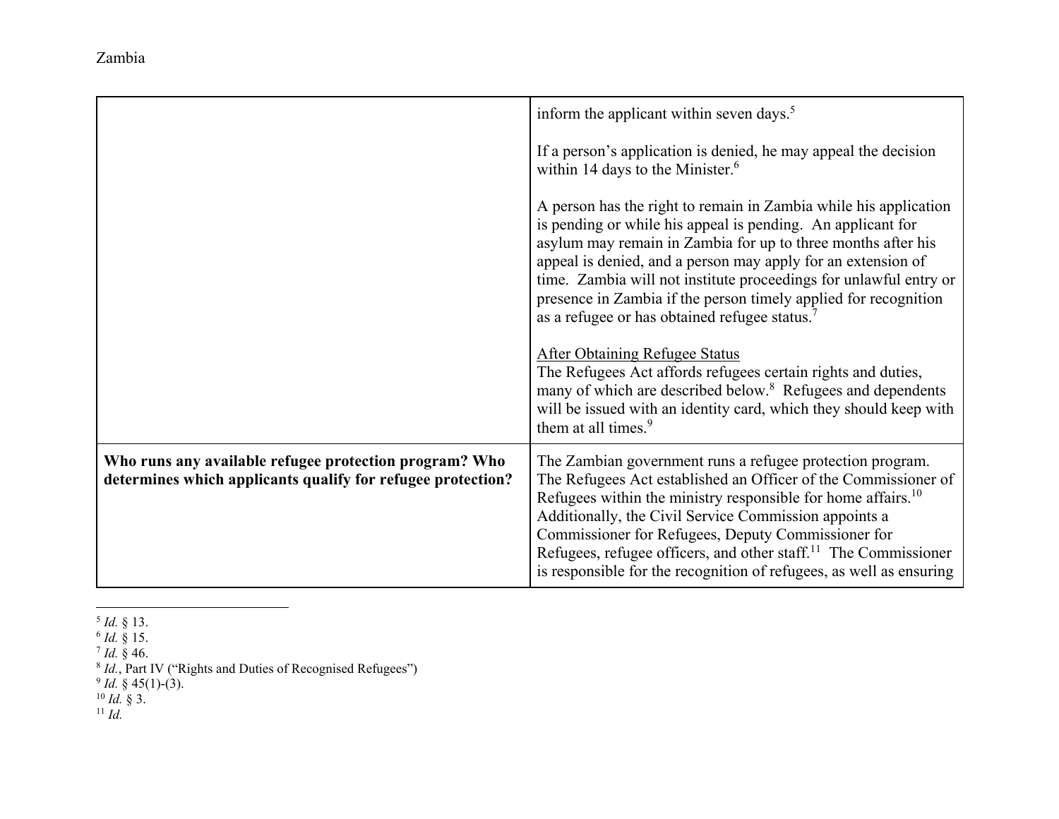| | |
|---|---|
| | inform the applicant within seven days.[5]<br><br>If a person's application is denied, he may appeal the decision within 14 days to the Minister.[6]<br><br>A person has the right to remain in Zambia while his application is pending or while his appeal is pending. An applicant for asylum may remain in Zambia for up to three months after his appeal is denied, and a person may apply for an extension of time. Zambia will not institute proceedings for unlawful entry or presence in Zambia if the person timely applied for recognition as a refugee or has obtained refugee status.[7]<br><br>After Obtaining Refugee Status<br>The Refugees Act affords refugees certain rights and duties, many of which are described below.[8] Refugees and dependents will be issued with an identity card, which they should keep with them at all times.[9] |
| **Who runs any available refugee protection program? Who determines which applicants qualify for refugee protection?** | The Zambian government runs a refugee protection program. The Refugees Act established an Officer of the Commissioner of Refugees within the ministry responsible for home affairs.[10] Additionally, the Civil Service Commission appoints a Commissioner for Refugees, Deputy Commissioner for Refugees, refugee officers, and other staff.[11] The Commissioner is responsible for the recognition of refugees, as well as ensuring |

---

[5] *Id.* § 13.
[6] *Id.* § 15.
[7] *Id.* § 46.
[8] *Id.*, Part IV ("Rights and Duties of Recognised Refugees")
[9] *Id.* § 45(1)-(3).
[10] *Id.* § 3.
[11] *Id.*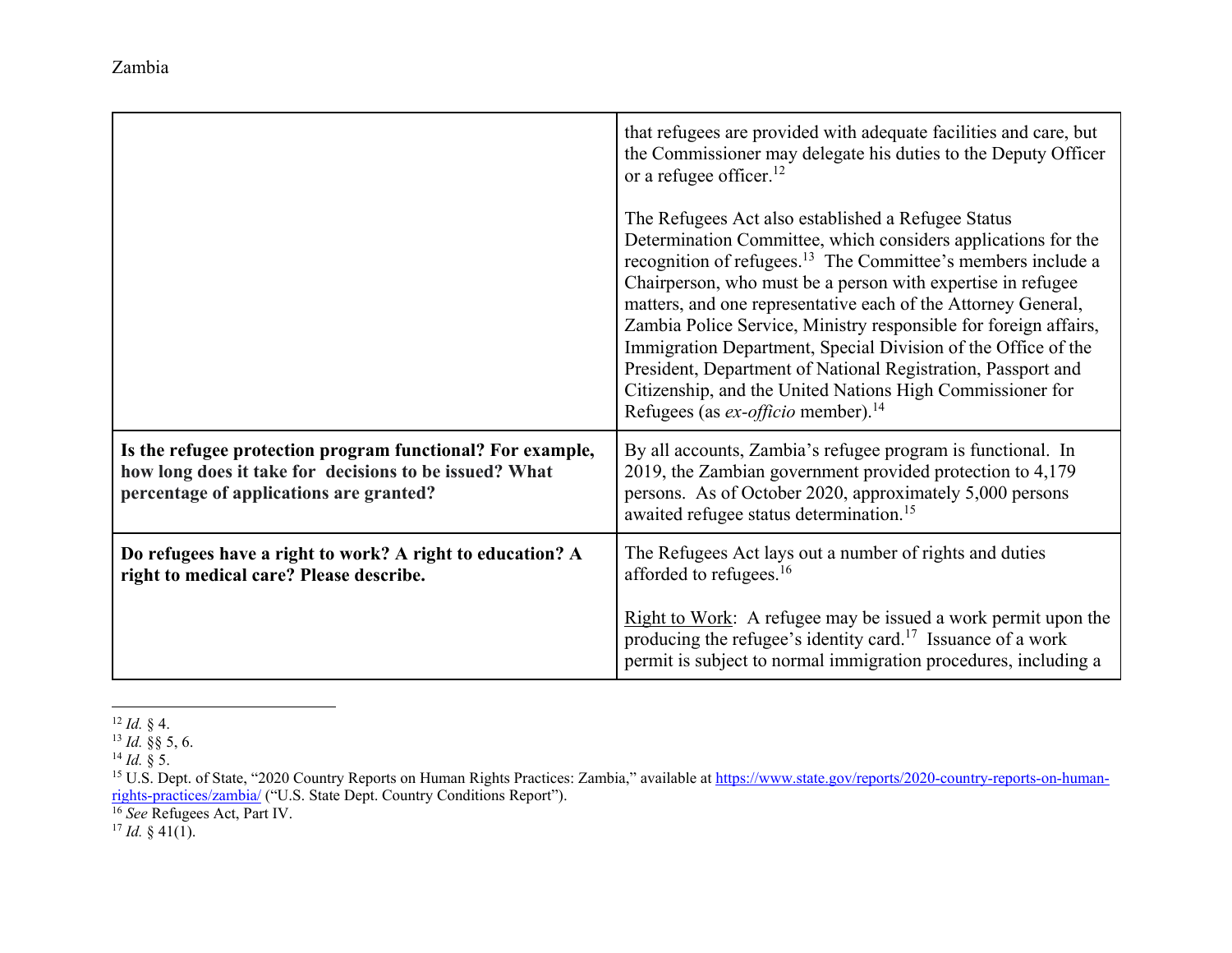| | |
|---|---|
| | that refugees are provided with adequate facilities and care, but the Commissioner may delegate his duties to the Deputy Officer or a refugee officer.[12]<br><br>The Refugees Act also established a Refugee Status Determination Committee, which considers applications for the recognition of refugees.[13] The Committee's members include a Chairperson, who must be a person with expertise in refugee matters, and one representative each of the Attorney General, Zambia Police Service, Ministry responsible for foreign affairs, Immigration Department, Special Division of the Office of the President, Department of National Registration, Passport and Citizenship, and the United Nations High Commissioner for Refugees (as *ex-officio* member).[14] |
| **Is the refugee protection program functional? For example, how long does it take for decisions to be issued? What percentage of applications are granted?** | By all accounts, Zambia's refugee program is functional. In 2019, the Zambian government provided protection to 4,179 persons. As of October 2020, approximately 5,000 persons awaited refugee status determination.[15] |
| **Do refugees have a right to work? A right to education? A right to medical care? Please describe.** | The Refugees Act lays out a number of rights and duties afforded to refugees.[16]<br><br><u>Right to Work</u>: A refugee may be issued a work permit upon the producing the refugee's identity card.[17] Issuance of a work permit is subject to normal immigration procedures, including a |

[12] *Id.* § 4.
[13] *Id.* §§ 5, 6.
[14] *Id.* § 5.
[15] U.S. Dept. of State, "2020 Country Reports on Human Rights Practices: Zambia," available at https://www.state.gov/reports/2020-country-reports-on-human-rights-practices/zambia/ ("U.S. State Dept. Country Conditions Report").
[16] *See* Refugees Act, Part IV.
[17] *Id.* § 41(1).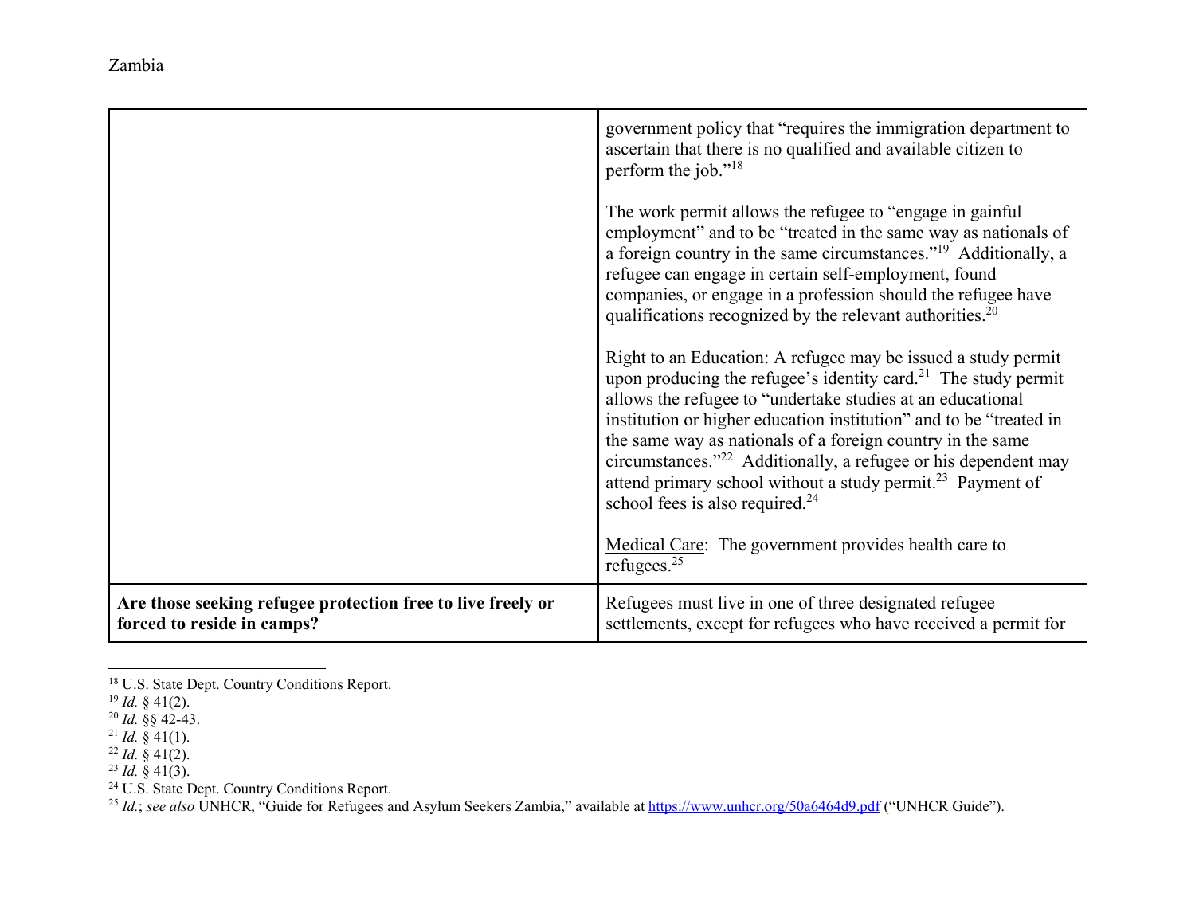| | |
|---|---|
| | government policy that "requires the immigration department to ascertain that there is no qualified and available citizen to perform the job."[18]<br><br>The work permit allows the refugee to "engage in gainful employment" and to be "treated in the same way as nationals of a foreign country in the same circumstances."[19] Additionally, a refugee can engage in certain self-employment, found companies, or engage in a profession should the refugee have qualifications recognized by the relevant authorities.[20]<br><br><u>Right to an Education</u>: A refugee may be issued a study permit upon producing the refugee's identity card.[21] The study permit allows the refugee to "undertake studies at an educational institution or higher education institution" and to be "treated in the same way as nationals of a foreign country in the same circumstances."[22] Additionally, a refugee or his dependent may attend primary school without a study permit.[23] Payment of school fees is also required.[24]<br><br><u>Medical Care</u>: The government provides health care to refugees.[25] |
| **Are those seeking refugee protection free to live freely or forced to reside in camps?** | Refugees must live in one of three designated refugee settlements, except for refugees who have received a permit for |

[18] U.S. State Dept. Country Conditions Report.
[19] *Id.* § 41(2).
[20] *Id.* §§ 42-43.
[21] *Id.* § 41(1).
[22] *Id.* § 41(2).
[23] *Id.* § 41(3).
[24] U.S. State Dept. Country Conditions Report.
[25] *Id.*; *see also* UNHCR, "Guide for Refugees and Asylum Seekers Zambia," available at https://www.unhcr.org/50a6464d9.pdf ("UNHCR Guide").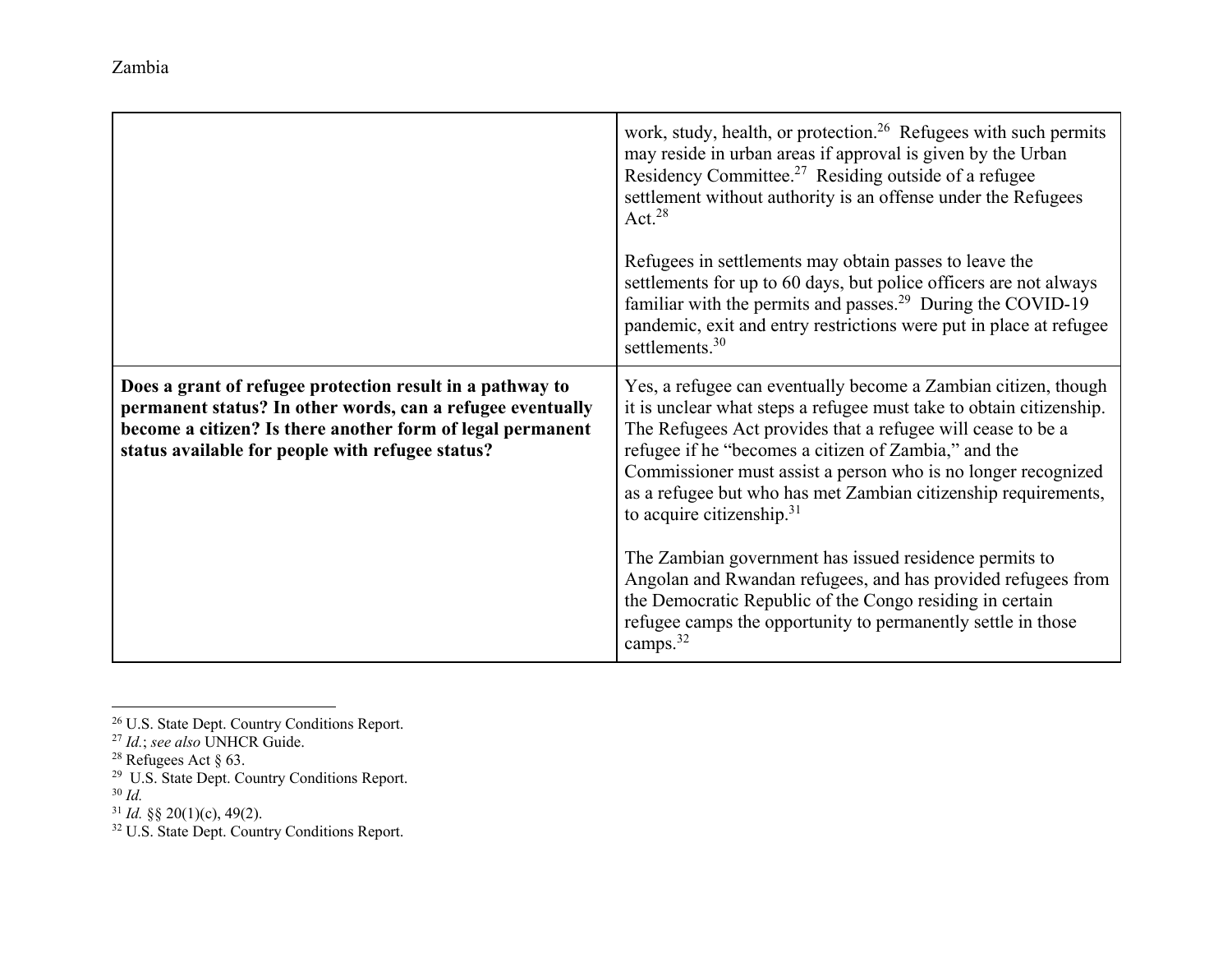| | |
|---|---|
| | work, study, health, or protection.[26] Refugees with such permits may reside in urban areas if approval is given by the Urban Residency Committee.[27] Residing outside of a refugee settlement without authority is an offense under the Refugees Act.[28]<br><br>Refugees in settlements may obtain passes to leave the settlements for up to 60 days, but police officers are not always familiar with the permits and passes.[29] During the COVID-19 pandemic, exit and entry restrictions were put in place at refugee settlements.[30] |
| **Does a grant of refugee protection result in a pathway to permanent status? In other words, can a refugee eventually become a citizen? Is there another form of legal permanent status available for people with refugee status?** | Yes, a refugee can eventually become a Zambian citizen, though it is unclear what steps a refugee must take to obtain citizenship. The Refugees Act provides that a refugee will cease to be a refugee if he "becomes a citizen of Zambia," and the Commissioner must assist a person who is no longer recognized as a refugee but who has met Zambian citizenship requirements, to acquire citizenship.[31]<br><br>The Zambian government has issued residence permits to Angolan and Rwandan refugees, and has provided refugees from the Democratic Republic of the Congo residing in certain refugee camps the opportunity to permanently settle in those camps.[32] |

[26] U.S. State Dept. Country Conditions Report.
[27] *Id.*; *see also* UNHCR Guide.
[28] Refugees Act § 63.
[29] U.S. State Dept. Country Conditions Report.
[30] *Id.*
[31] *Id.* §§ 20(1)(c), 49(2).
[32] U.S. State Dept. Country Conditions Report.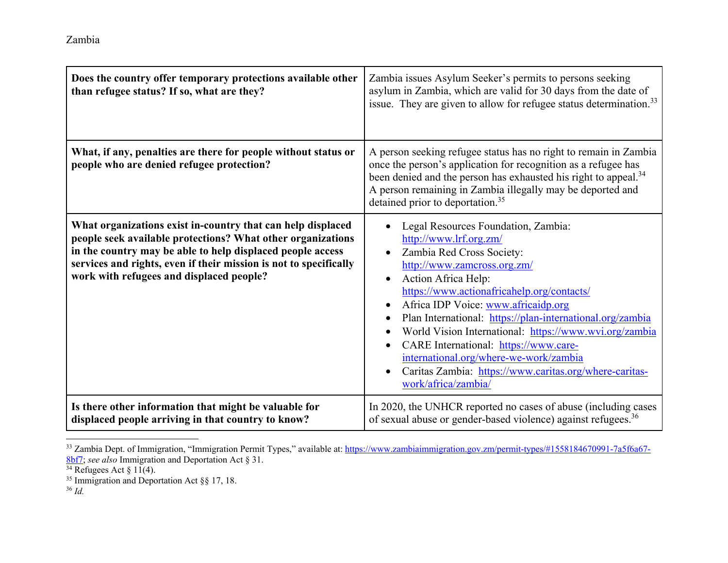Zambia

| | |
|---|---|
| **Does the country offer temporary protections available other than refugee status? If so, what are they?** | Zambia issues Asylum Seeker's permits to persons seeking asylum in Zambia, which are valid for 30 days from the date of issue. They are given to allow for refugee status determination.[33] |
| **What, if any, penalties are there for people without status or people who are denied refugee protection?** | A person seeking refugee status has no right to remain in Zambia once the person's application for recognition as a refugee has been denied and the person has exhausted his right to appeal.[34] A person remaining in Zambia illegally may be deported and detained prior to deportation.[35] |
| **What organizations exist in-country that can help displaced people seek available protections? What other organizations in the country may be able to help displaced people access services and rights, even if their mission is not to specifically work with refugees and displaced people?** | • Legal Resources Foundation, Zambia: http://www.lrf.org.zm/ <br> • Zambia Red Cross Society: http://www.zamcross.org.zm/ <br> • Action Africa Help: https://www.actionafricahelp.org/contacts/ <br> • Africa IDP Voice: www.africaidp.org <br> • Plan International: https://plan-international.org/zambia <br> • World Vision International: https://www.wvi.org/zambia <br> • CARE International: https://www.care-international.org/where-we-work/zambia <br> • Caritas Zambia: https://www.caritas.org/where-caritas-work/africa/zambia/ |
| **Is there other information that might be valuable for displaced people arriving in that country to know?** | In 2020, the UNHCR reported no cases of abuse (including cases of sexual abuse or gender-based violence) against refugees.[36] |

[33] Zambia Dept. of Immigration, "Immigration Permit Types," available at: https://www.zambiaimmigration.gov.zm/permit-types/#1558184670991-7a5f6a67-8bf7; *see also* Immigration and Deportation Act § 31.

[34] Refugees Act § 11(4).

[35] Immigration and Deportation Act §§ 17, 18.

[36] *Id.*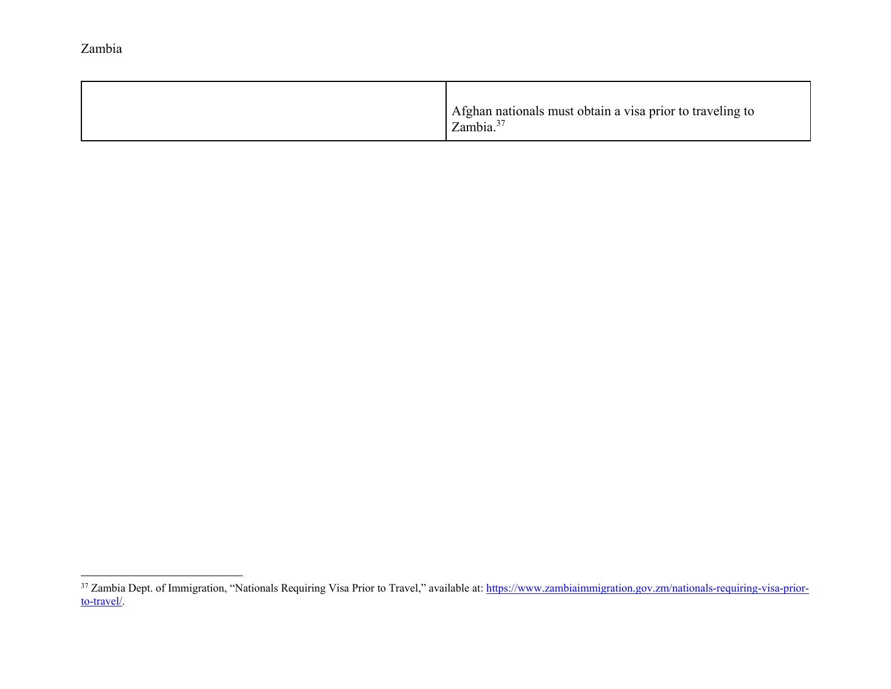Zambia

| | |
|---|---|
| | Afghan nationals must obtain a visa prior to traveling to Zambia.[37] |

[37] Zambia Dept. of Immigration, "Nationals Requiring Visa Prior to Travel," available at: https://www.zambiaimmigration.gov.zm/nationals-requiring-visa-prior-to-travel/.